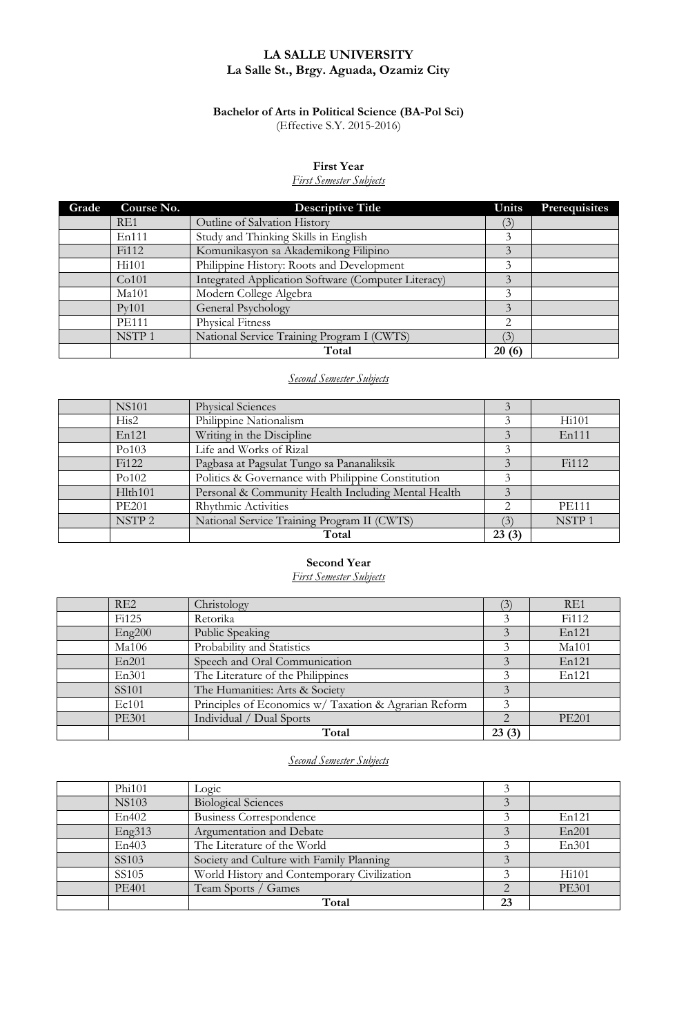**LA SALLE UNIVERSITY**
**La Salle St., Brgy. Aguada, Ozamiz City**

**Bachelor of Arts in Political Science (BA-Pol Sci)**
(Effective S.Y. 2015-2016)

## First Year

*First Semester Subjects*

| Grade | Course No. | Descriptive Title | Units | Prerequisites |
|---|---|---|---|---|
| | RE1 | Outline of Salvation History | (3) | |
| | En111 | Study and Thinking Skills in English | 3 | |
| | Fi112 | Komunikasyon sa Akademikong Filipino | 3 | |
| | Hi101 | Philippine History: Roots and Development | 3 | |
| | Co101 | Integrated Application Software (Computer Literacy) | 3 | |
| | Ma101 | Modern College Algebra | 3 | |
| | Py101 | General Psychology | 3 | |
| | PE111 | Physical Fitness | 2 | |
| | NSTP 1 | National Service Training Program I (CWTS) | (3) | |
| | | **Total** | **20 (6)** | |

*Second Semester Subjects*

| Grade | Course No. | Descriptive Title | Units | Prerequisites |
|---|---|---|---|---|
| | NS101 | Physical Sciences | 3 | |
| | His2 | Philippine Nationalism | 3 | Hi101 |
| | En121 | Writing in the Discipline | 3 | En111 |
| | Po103 | Life and Works of Rizal | 3 | |
| | Fi122 | Pagbasa at Pagsulat Tungo sa Pananaliksik | 3 | Fi112 |
| | Po102 | Politics & Governance with Philippine Constitution | 3 | |
| | Hlth101 | Personal & Community Health Including Mental Health | 3 | |
| | PE201 | Rhythmic Activities | 2 | PE111 |
| | NSTP 2 | National Service Training Program II (CWTS) | (3) | NSTP 1 |
| | | **Total** | **23 (3)** | |

## Second Year

*First Semester Subjects*

| Grade | Course No. | Descriptive Title | Units | Prerequisites |
|---|---|---|---|---|
| | RE2 | Christology | (3) | RE1 |
| | Fi125 | Retorika | 3 | Fi112 |
| | Eng200 | Public Speaking | 3 | En121 |
| | Ma106 | Probability and Statistics | 3 | Ma101 |
| | En201 | Speech and Oral Communication | 3 | En121 |
| | En301 | The Literature of the Philippines | 3 | En121 |
| | SS101 | The Humanities: Arts & Society | 3 | |
| | Ec101 | Principles of Economics w/ Taxation & Agrarian Reform | 3 | |
| | PE301 | Individual / Dual Sports | 2 | PE201 |
| | | **Total** | **23 (3)** | |

*Second Semester Subjects*

| Grade | Course No. | Descriptive Title | Units | Prerequisites |
|---|---|---|---|---|
| | Phi101 | Logic | 3 | |
| | NS103 | Biological Sciences | 3 | |
| | En402 | Business Correspondence | 3 | En121 |
| | Eng313 | Argumentation and Debate | 3 | En201 |
| | En403 | The Literature of the World | 3 | En301 |
| | SS103 | Society and Culture with Family Planning | 3 | |
| | SS105 | World History and Contemporary Civilization | 3 | Hi101 |
| | PE401 | Team Sports / Games | 2 | PE301 |
| | | **Total** | **23** | |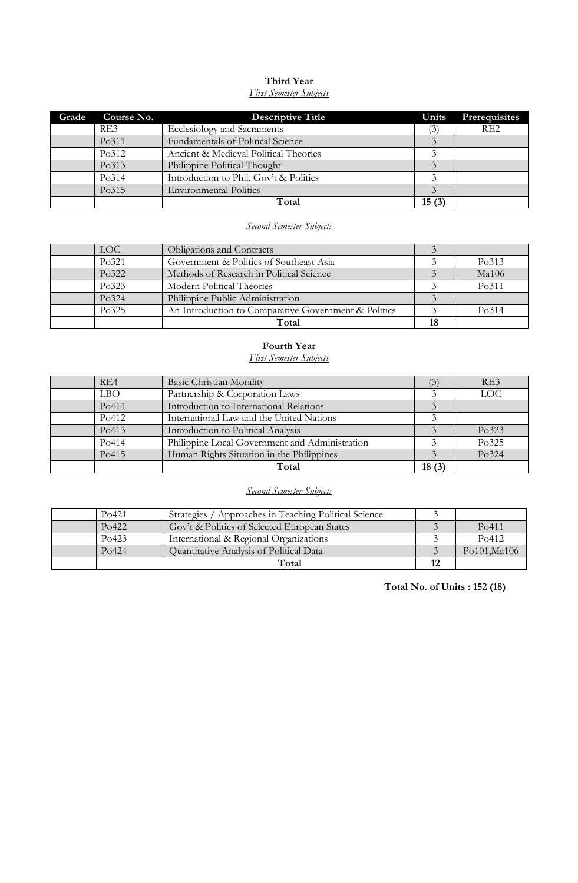## Third Year

*First Semester Subjects*

| Grade | Course No. | Descriptive Title | Units | Prerequisites |
|---|---|---|---|---|
| | RE3 | Ecclesiology and Sacraments | (3) | RE2 |
| | Po311 | Fundamentals of Political Science | 3 | |
| | Po312 | Ancient & Medieval Political Theories | 3 | |
| | Po313 | Philippine Political Thought | 3 | |
| | Po314 | Introduction to Phil. Gov't & Politics | 3 | |
| | Po315 | Environmental Politics | 3 | |
| | | **Total** | **15 (3)** | |

*Second Semester Subjects*

| | | | | |
|---|---|---|---|---|
| | LOC | Obligations and Contracts | 3 | |
| | Po321 | Government & Politics of Southeast Asia | 3 | Po313 |
| | Po322 | Methods of Research in Political Science | 3 | Ma106 |
| | Po323 | Modern Political Theories | 3 | Po311 |
| | Po324 | Philippine Public Administration | 3 | |
| | Po325 | An Introduction to Comparative Government & Politics | 3 | Po314 |
| | | **Total** | **18** | |

## Fourth Year

*First Semester Subjects*

| | | | | |
|---|---|---|---|---|
| | RE4 | Basic Christian Morality | (3) | RE3 |
| | LBO | Partnership & Corporation Laws | 3 | LOC |
| | Po411 | Introduction to International Relations | 3 | |
| | Po412 | International Law and the United Nations | 3 | |
| | Po413 | Introduction to Political Analysis | 3 | Po323 |
| | Po414 | Philippine Local Government and Administration | 3 | Po325 |
| | Po415 | Human Rights Situation in the Philippines | 3 | Po324 |
| | | **Total** | **18 (3)** | |

*Second Semester Subjects*

| | | | | |
|---|---|---|---|---|
| | Po421 | Strategies / Approaches in Teaching Political Science | 3 | |
| | Po422 | Gov't & Politics of Selected European States | 3 | Po411 |
| | Po423 | International & Regional Organizations | 3 | Po412 |
| | Po424 | Quantitative Analysis of Political Data | 3 | Po101,Ma106 |
| | | **Total** | **12** | |

**Total No. of Units : 152 (18)**